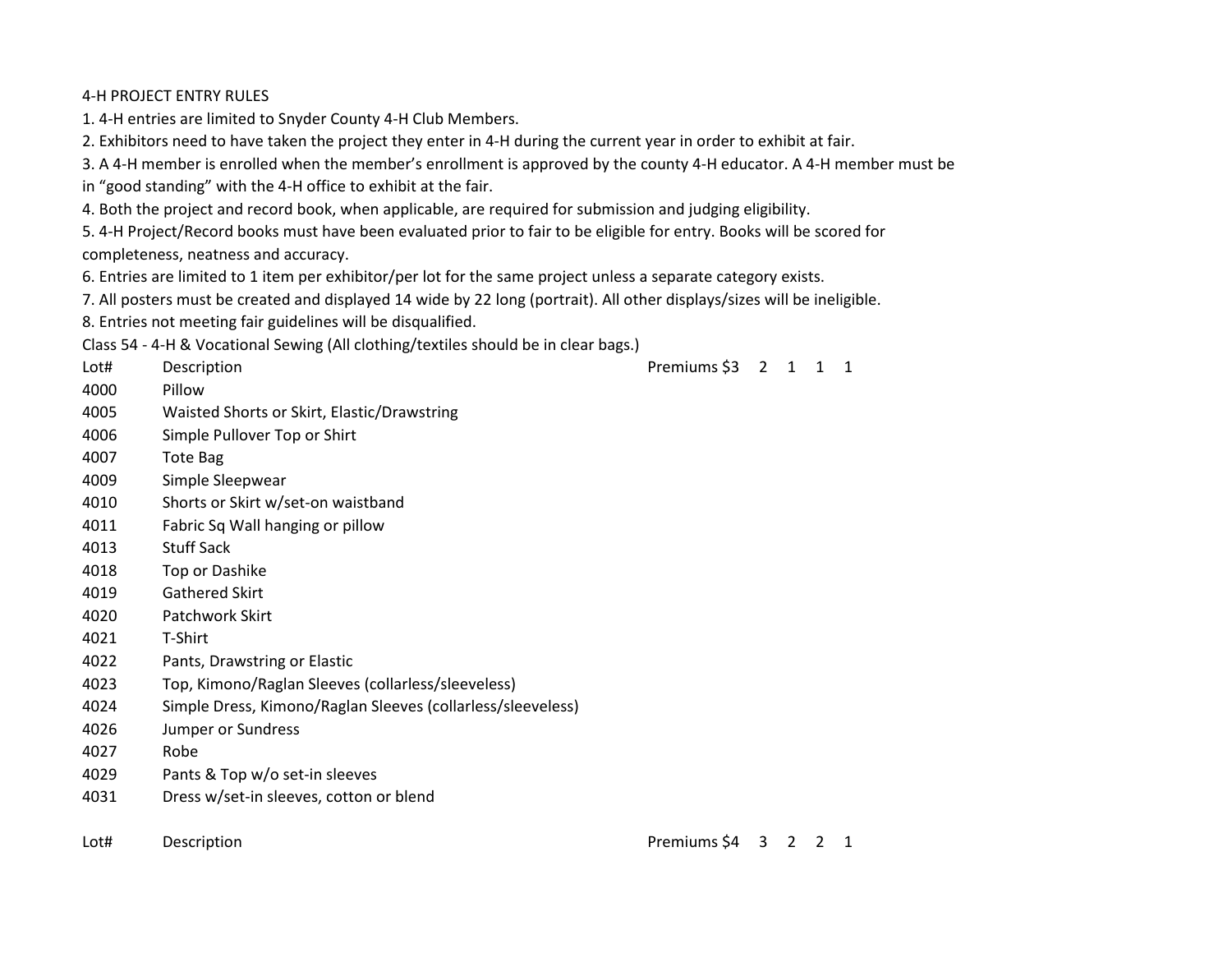4-H PROJECT ENTRY RULES

1. 4-H entries are limited to Snyder County 4-H Club Members.
2. Exhibitors need to have taken the project they enter in 4-H during the current year in order to exhibit at fair.
3. A 4-H member is enrolled when the member's enrollment is approved by the county 4-H educator. A 4-H member must be in "good standing" with the 4-H office to exhibit at the fair.
4. Both the project and record book, when applicable, are required for submission and judging eligibility.
5. 4-H Project/Record books must have been evaluated prior to fair to be eligible for entry. Books will be scored for completeness, neatness and accuracy.
6. Entries are limited to 1 item per exhibitor/per lot for the same project unless a separate category exists.
7. All posters must be created and displayed 14 wide by 22 long (portrait). All other displays/sizes will be ineligible.
8. Entries not meeting fair guidelines will be disqualified.

Class 54 - 4-H & Vocational Sewing (All clothing/textiles should be in clear bags.)

| Lot# | Description | Premiums $3 | 2 | 1 | 1 | 1 |
|---|---|---|---|---|---|---|
| 4000 | Pillow | | | | | |
| 4005 | Waisted Shorts or Skirt, Elastic/Drawstring | | | | | |
| 4006 | Simple Pullover Top or Shirt | | | | | |
| 4007 | Tote Bag | | | | | |
| 4009 | Simple Sleepwear | | | | | |
| 4010 | Shorts or Skirt w/set-on waistband | | | | | |
| 4011 | Fabric Sq Wall hanging or pillow | | | | | |
| 4013 | Stuff Sack | | | | | |
| 4018 | Top or Dashike | | | | | |
| 4019 | Gathered Skirt | | | | | |
| 4020 | Patchwork Skirt | | | | | |
| 4021 | T-Shirt | | | | | |
| 4022 | Pants, Drawstring or Elastic | | | | | |
| 4023 | Top, Kimono/Raglan Sleeves (collarless/sleeveless) | | | | | |
| 4024 | Simple Dress, Kimono/Raglan Sleeves (collarless/sleeveless) | | | | | |
| 4026 | Jumper or Sundress | | | | | |
| 4027 | Robe | | | | | |
| 4029 | Pants & Top w/o set-in sleeves | | | | | |
| 4031 | Dress w/set-in sleeves, cotton or blend | | | | | |

| Lot# | Description | Premiums $4 | 3 | 2 | 2 | 1 |
|---|---|---|---|---|---|---|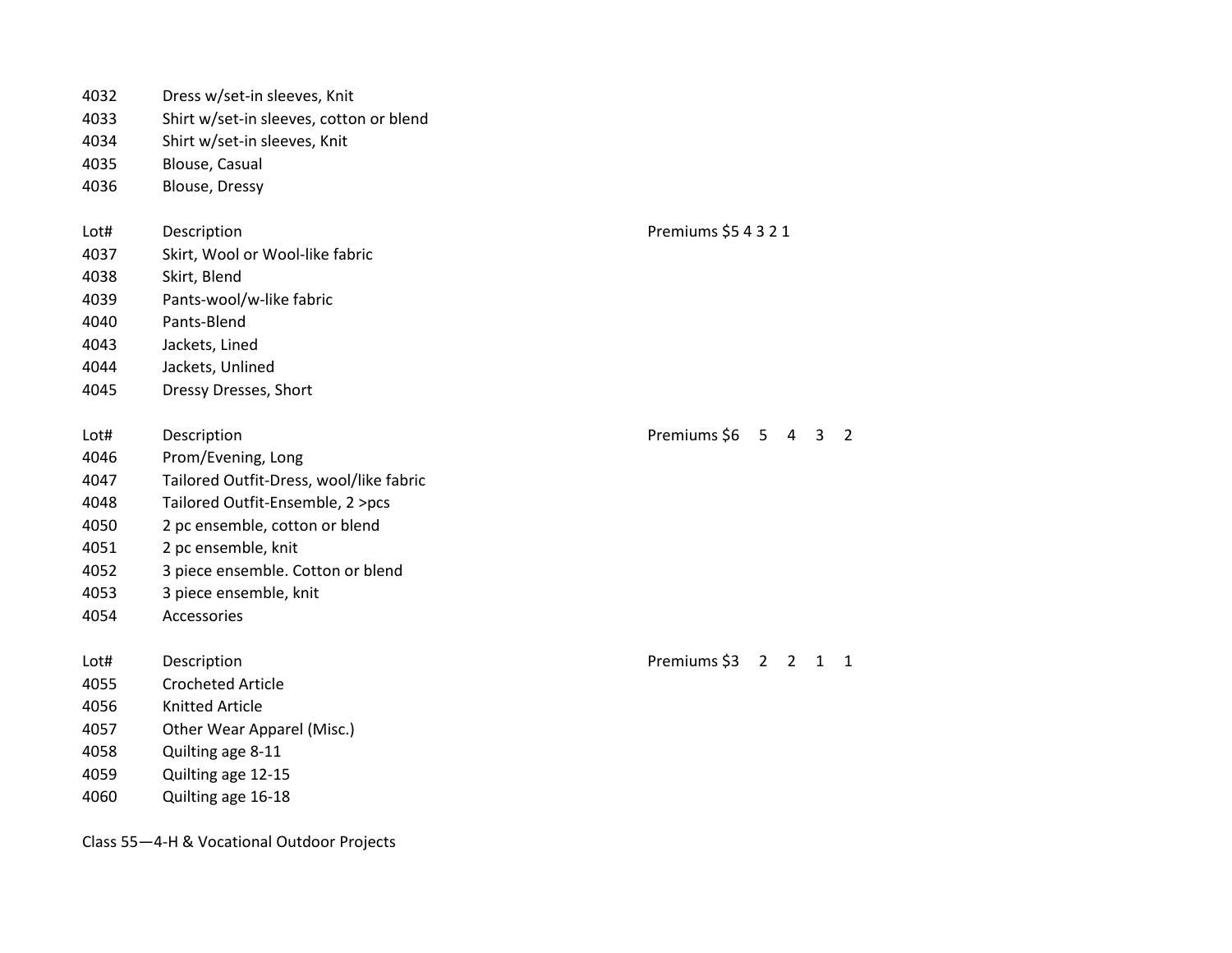| | |
|---|---|
| 4032 | Dress w/set-in sleeves, Knit |
| 4033 | Shirt w/set-in sleeves, cotton or blend |
| 4034 | Shirt w/set-in sleeves, Knit |
| 4035 | Blouse, Casual |
| 4036 | Blouse, Dressy |

| Lot# | Description | Premiums $5 4 3 2 1 |
|---|---|---|
| 4037 | Skirt, Wool or Wool-like fabric | |
| 4038 | Skirt, Blend | |
| 4039 | Pants-wool/w-like fabric | |
| 4040 | Pants-Blend | |
| 4043 | Jackets, Lined | |
| 4044 | Jackets, Unlined | |
| 4045 | Dressy Dresses, Short | |

| Lot# | Description | Premiums $6 5 4 3 2 |
|---|---|---|
| 4046 | Prom/Evening, Long | |
| 4047 | Tailored Outfit-Dress, wool/like fabric | |
| 4048 | Tailored Outfit-Ensemble, 2 >pcs | |
| 4050 | 2 pc ensemble, cotton or blend | |
| 4051 | 2 pc ensemble, knit | |
| 4052 | 3 piece ensemble. Cotton or blend | |
| 4053 | 3 piece ensemble, knit | |
| 4054 | Accessories | |

| Lot# | Description | Premiums $3 2 2 1 1 |
|---|---|---|
| 4055 | Crocheted Article | |
| 4056 | Knitted Article | |
| 4057 | Other Wear Apparel (Misc.) | |
| 4058 | Quilting age 8-11 | |
| 4059 | Quilting age 12-15 | |
| 4060 | Quilting age 16-18 | |

Class 55—4-H & Vocational Outdoor Projects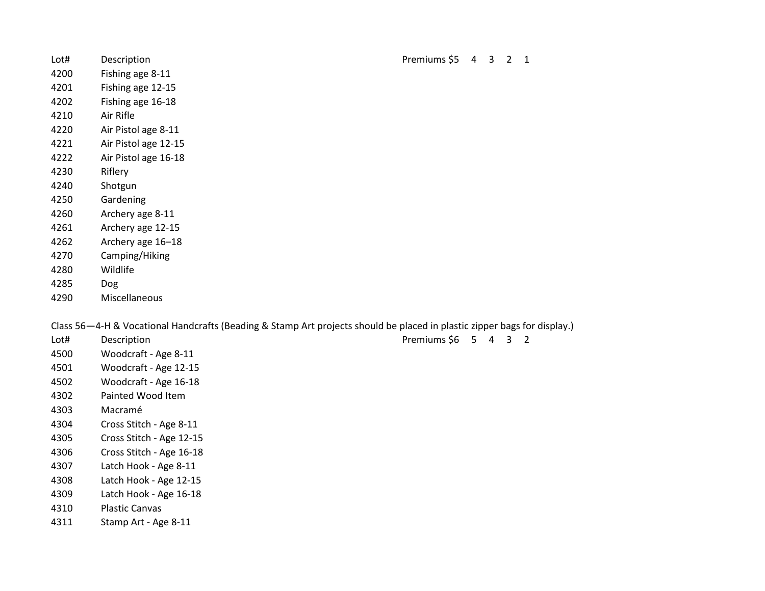| Lot# | Description | Premiums $5 4 3 2 1 |
|---|---|---|
| 4200 | Fishing age 8-11 | |
| 4201 | Fishing age 12-15 | |
| 4202 | Fishing age 16-18 | |
| 4210 | Air Rifle | |
| 4220 | Air Pistol age 8-11 | |
| 4221 | Air Pistol age 12-15 | |
| 4222 | Air Pistol age 16-18 | |
| 4230 | Riflery | |
| 4240 | Shotgun | |
| 4250 | Gardening | |
| 4260 | Archery age 8-11 | |
| 4261 | Archery age 12-15 | |
| 4262 | Archery age 16–18 | |
| 4270 | Camping/Hiking | |
| 4280 | Wildlife | |
| 4285 | Dog | |
| 4290 | Miscellaneous | |

Class 56—4-H & Vocational Handcrafts (Beading & Stamp Art projects should be placed in plastic zipper bags for display.)

| Lot# | Description | Premiums $6 5 4 3 2 |
|---|---|---|
| 4500 | Woodcraft - Age 8-11 | |
| 4501 | Woodcraft - Age 12-15 | |
| 4502 | Woodcraft - Age 16-18 | |
| 4302 | Painted Wood Item | |
| 4303 | Macramé | |
| 4304 | Cross Stitch - Age 8-11 | |
| 4305 | Cross Stitch - Age 12-15 | |
| 4306 | Cross Stitch - Age 16-18 | |
| 4307 | Latch Hook - Age 8-11 | |
| 4308 | Latch Hook - Age 12-15 | |
| 4309 | Latch Hook - Age 16-18 | |
| 4310 | Plastic Canvas | |
| 4311 | Stamp Art - Age 8-11 | |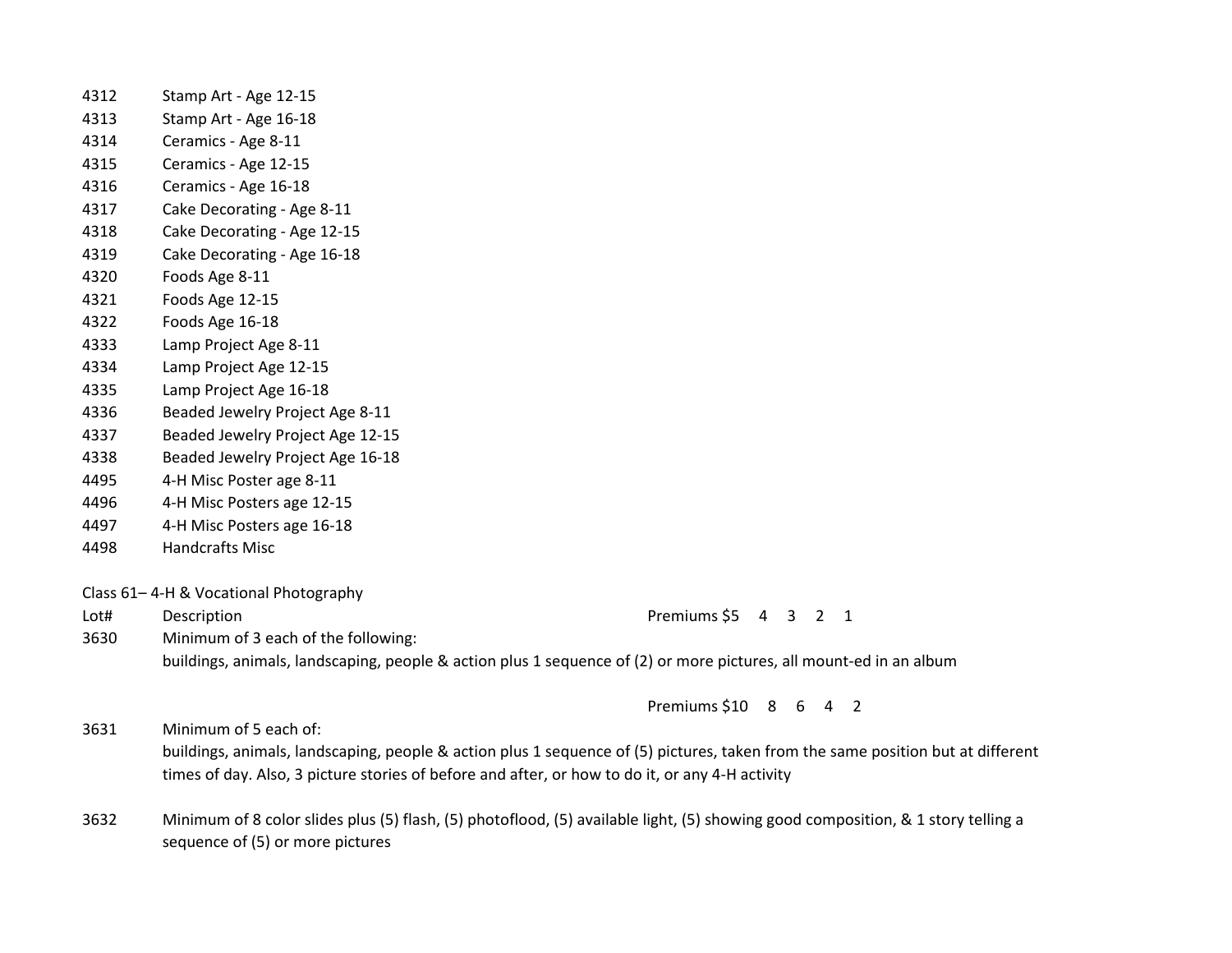| Lot# | Description |
|---|---|
| 4312 | Stamp Art - Age 12-15 |
| 4313 | Stamp Art - Age 16-18 |
| 4314 | Ceramics - Age 8-11 |
| 4315 | Ceramics - Age 12-15 |
| 4316 | Ceramics - Age 16-18 |
| 4317 | Cake Decorating - Age 8-11 |
| 4318 | Cake Decorating - Age 12-15 |
| 4319 | Cake Decorating - Age 16-18 |
| 4320 | Foods Age 8-11 |
| 4321 | Foods Age 12-15 |
| 4322 | Foods Age 16-18 |
| 4333 | Lamp Project Age 8-11 |
| 4334 | Lamp Project Age 12-15 |
| 4335 | Lamp Project Age 16-18 |
| 4336 | Beaded Jewelry Project Age 8-11 |
| 4337 | Beaded Jewelry Project Age 12-15 |
| 4338 | Beaded Jewelry Project Age 16-18 |
| 4495 | 4-H Misc Poster age 8-11 |
| 4496 | 4-H Misc Posters age 12-15 |
| 4497 | 4-H Misc Posters age 16-18 |
| 4498 | Handcrafts Misc |

Class 61– 4-H & Vocational Photography

| Lot# | Description | Premiums |
|---|---|---|
| | | $5 4 3 2 1 |
| 3630 | Minimum of 3 each of the following: buildings, animals, landscaping, people & action plus 1 sequence of (2) or more pictures, all mount-ed in an album | |
| | | $10 8 6 4 2 |
| 3631 | Minimum of 5 each of: buildings, animals, landscaping, people & action plus 1 sequence of (5) pictures, taken from the same position but at different times of day. Also, 3 picture stories of before and after, or how to do it, or any 4-H activity | |
| 3632 | Minimum of 8 color slides plus (5) flash, (5) photoflood, (5) available light, (5) showing good composition, & 1 story telling a sequence of (5) or more pictures | |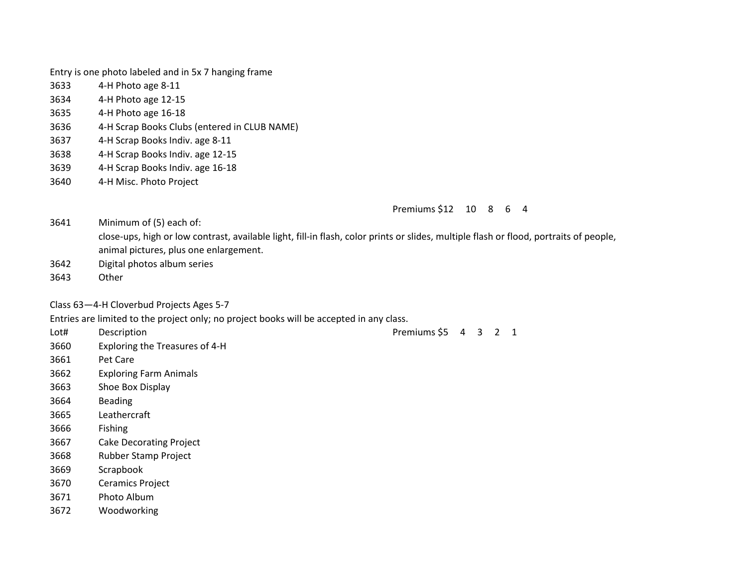Entry is one photo labeled and in 5x 7 hanging frame

| | |
|---|---|
| 3633 | 4-H Photo age 8-11 |
| 3634 | 4-H Photo age 12-15 |
| 3635 | 4-H Photo age 16-18 |
| 3636 | 4-H Scrap Books Clubs (entered in CLUB NAME) |
| 3637 | 4-H Scrap Books Indiv. age 8-11 |
| 3638 | 4-H Scrap Books Indiv. age 12-15 |
| 3639 | 4-H Scrap Books Indiv. age 16-18 |
| 3640 | 4-H Misc. Photo Project |

Premiums $12 10 8 6 4

| | |
|---|---|
| 3641 | Minimum of (5) each of: close-ups, high or low contrast, available light, fill-in flash, color prints or slides, multiple flash or flood, portraits of people, animal pictures, plus one enlargement. |
| 3642 | Digital photos album series |
| 3643 | Other |

Class 63—4-H Cloverbud Projects Ages 5-7

Entries are limited to the project only; no project books will be accepted in any class.

| Lot# | Description | Premiums $5 4 3 2 1 |
|---|---|---|
| 3660 | Exploring the Treasures of 4-H | |
| 3661 | Pet Care | |
| 3662 | Exploring Farm Animals | |
| 3663 | Shoe Box Display | |
| 3664 | Beading | |
| 3665 | Leathercraft | |
| 3666 | Fishing | |
| 3667 | Cake Decorating Project | |
| 3668 | Rubber Stamp Project | |
| 3669 | Scrapbook | |
| 3670 | Ceramics Project | |
| 3671 | Photo Album | |
| 3672 | Woodworking | |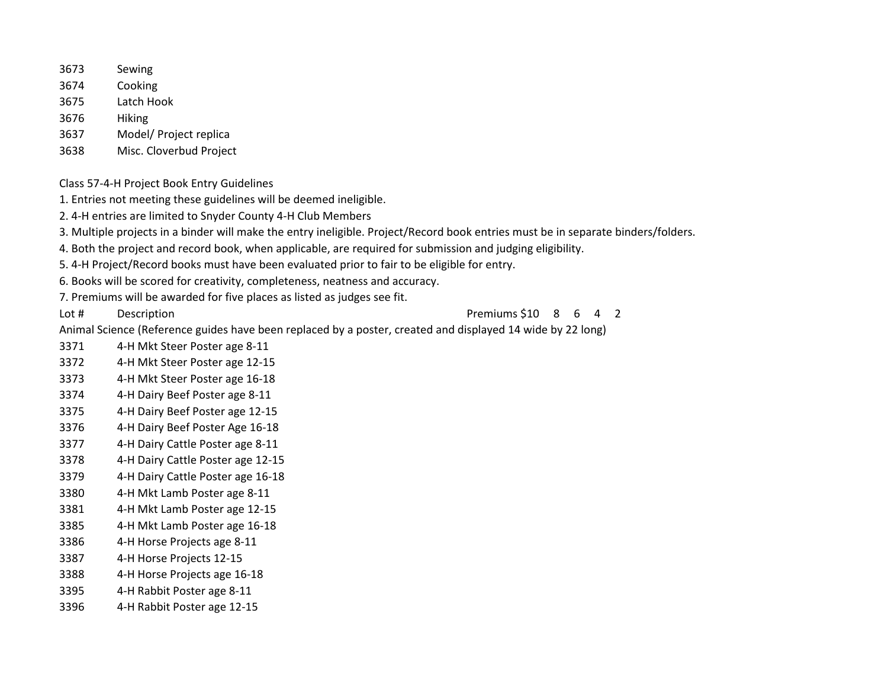| Lot # | Description |
|---|---|
| 3673 | Sewing |
| 3674 | Cooking |
| 3675 | Latch Hook |
| 3676 | Hiking |
| 3637 | Model/ Project replica |
| 3638 | Misc. Cloverbud Project |

Class 57-4-H Project Book Entry Guidelines

1. Entries not meeting these guidelines will be deemed ineligible.
2. 4-H entries are limited to Snyder County 4-H Club Members
3. Multiple projects in a binder will make the entry ineligible. Project/Record book entries must be in separate binders/folders.
4. Both the project and record book, when applicable, are required for submission and judging eligibility.
5. 4-H Project/Record books must have been evaluated prior to fair to be eligible for entry.
6. Books will be scored for creativity, completeness, neatness and accuracy.
7. Premiums will be awarded for five places as listed as judges see fit.

| Lot # | Description | Premiums $10 8 6 4 2 |
|---|---|---|
| Animal Science (Reference guides have been replaced by a poster, created and displayed 14 wide by 22 long) | | |
| 3371 | 4-H Mkt Steer Poster age 8-11 | |
| 3372 | 4-H Mkt Steer Poster age 12-15 | |
| 3373 | 4-H Mkt Steer Poster age 16-18 | |
| 3374 | 4-H Dairy Beef Poster age 8-11 | |
| 3375 | 4-H Dairy Beef Poster age 12-15 | |
| 3376 | 4-H Dairy Beef Poster Age 16-18 | |
| 3377 | 4-H Dairy Cattle Poster age 8-11 | |
| 3378 | 4-H Dairy Cattle Poster age 12-15 | |
| 3379 | 4-H Dairy Cattle Poster age 16-18 | |
| 3380 | 4-H Mkt Lamb Poster age 8-11 | |
| 3381 | 4-H Mkt Lamb Poster age 12-15 | |
| 3385 | 4-H Mkt Lamb Poster age 16-18 | |
| 3386 | 4-H Horse Projects age 8-11 | |
| 3387 | 4-H Horse Projects 12-15 | |
| 3388 | 4-H Horse Projects age 16-18 | |
| 3395 | 4-H Rabbit Poster age 8-11 | |
| 3396 | 4-H Rabbit Poster age 12-15 | |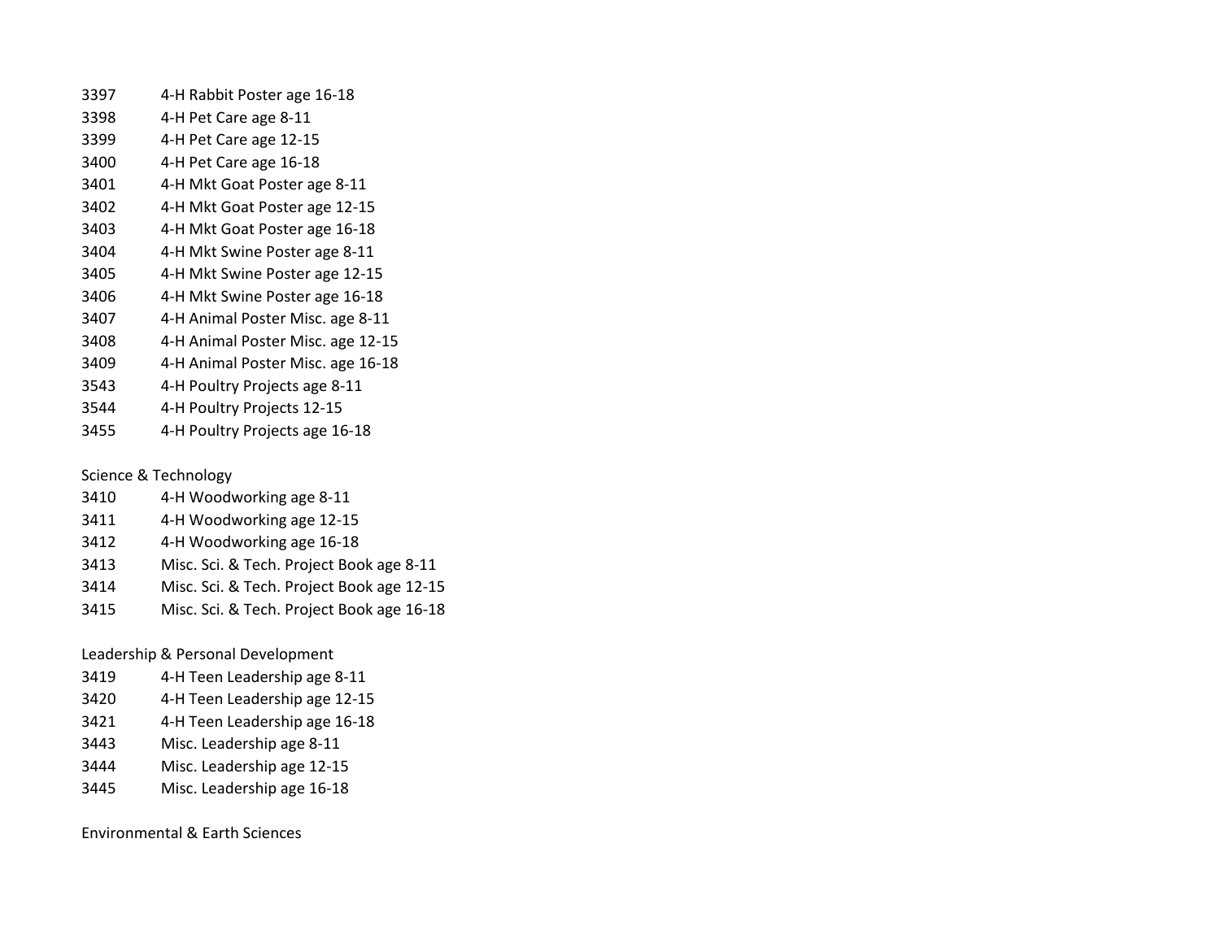3397 4-H Rabbit Poster age 16-18
3398 4-H Pet Care age 8-11
3399 4-H Pet Care age 12-15
3400 4-H Pet Care age 16-18
3401 4-H Mkt Goat Poster age 8-11
3402 4-H Mkt Goat Poster age 12-15
3403 4-H Mkt Goat Poster age 16-18
3404 4-H Mkt Swine Poster age 8-11
3405 4-H Mkt Swine Poster age 12-15
3406 4-H Mkt Swine Poster age 16-18
3407 4-H Animal Poster Misc. age 8-11
3408 4-H Animal Poster Misc. age 12-15
3409 4-H Animal Poster Misc. age 16-18
3543 4-H Poultry Projects age 8-11
3544 4-H Poultry Projects 12-15
3455 4-H Poultry Projects age 16-18

Science & Technology

3410 4-H Woodworking age 8-11
3411 4-H Woodworking age 12-15
3412 4-H Woodworking age 16-18
3413 Misc. Sci. & Tech. Project Book age 8-11
3414 Misc. Sci. & Tech. Project Book age 12-15
3415 Misc. Sci. & Tech. Project Book age 16-18

Leadership & Personal Development

3419 4-H Teen Leadership age 8-11
3420 4-H Teen Leadership age 12-15
3421 4-H Teen Leadership age 16-18
3443 Misc. Leadership age 8-11
3444 Misc. Leadership age 12-15
3445 Misc. Leadership age 16-18

Environmental & Earth Sciences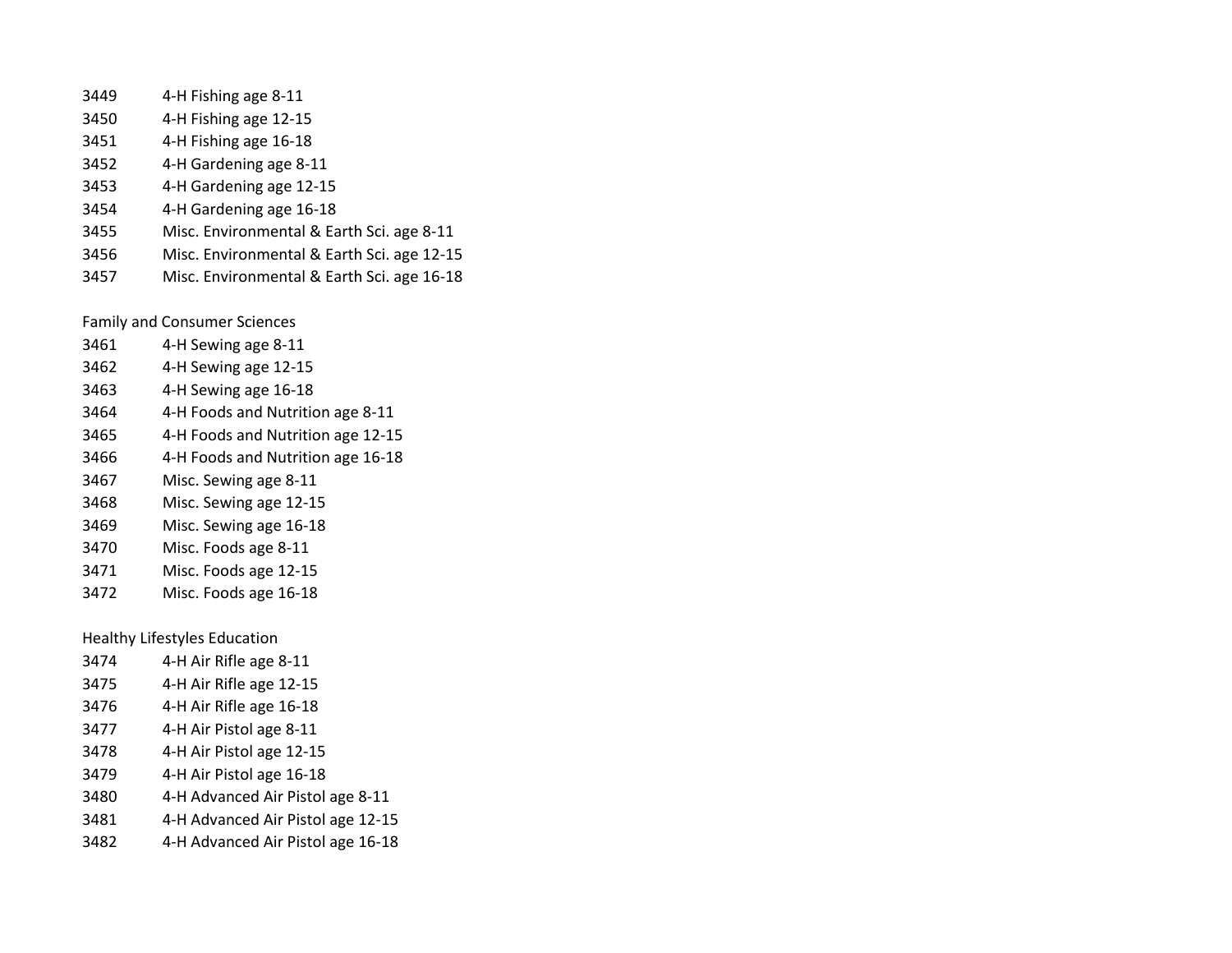3449 4-H Fishing age 8-11
3450 4-H Fishing age 12-15
3451 4-H Fishing age 16-18
3452 4-H Gardening age 8-11
3453 4-H Gardening age 12-15
3454 4-H Gardening age 16-18
3455 Misc. Environmental & Earth Sci. age 8-11
3456 Misc. Environmental & Earth Sci. age 12-15
3457 Misc. Environmental & Earth Sci. age 16-18

Family and Consumer Sciences

3461 4-H Sewing age 8-11
3462 4-H Sewing age 12-15
3463 4-H Sewing age 16-18
3464 4-H Foods and Nutrition age 8-11
3465 4-H Foods and Nutrition age 12-15
3466 4-H Foods and Nutrition age 16-18
3467 Misc. Sewing age 8-11
3468 Misc. Sewing age 12-15
3469 Misc. Sewing age 16-18
3470 Misc. Foods age 8-11
3471 Misc. Foods age 12-15
3472 Misc. Foods age 16-18

Healthy Lifestyles Education

3474 4-H Air Rifle age 8-11
3475 4-H Air Rifle age 12-15
3476 4-H Air Rifle age 16-18
3477 4-H Air Pistol age 8-11
3478 4-H Air Pistol age 12-15
3479 4-H Air Pistol age 16-18
3480 4-H Advanced Air Pistol age 8-11
3481 4-H Advanced Air Pistol age 12-15
3482 4-H Advanced Air Pistol age 16-18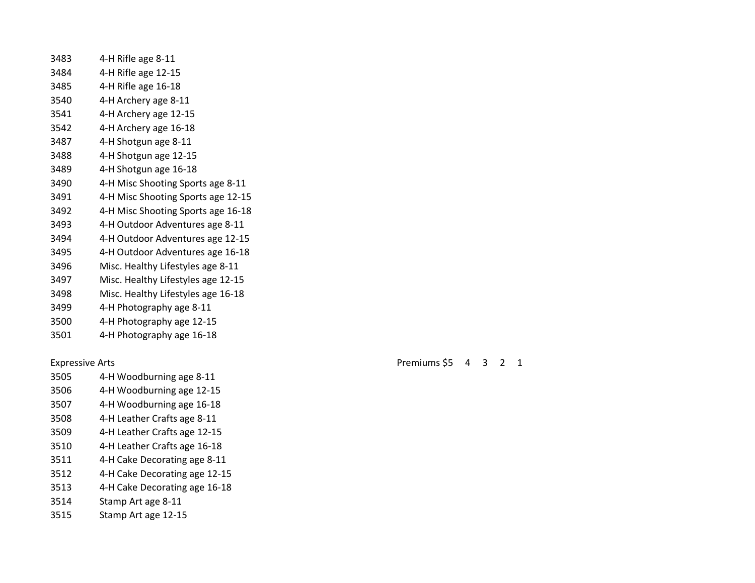3483 4-H Rifle age 8-11
3484 4-H Rifle age 12-15
3485 4-H Rifle age 16-18
3540 4-H Archery age 8-11
3541 4-H Archery age 12-15
3542 4-H Archery age 16-18
3487 4-H Shotgun age 8-11
3488 4-H Shotgun age 12-15
3489 4-H Shotgun age 16-18
3490 4-H Misc Shooting Sports age 8-11
3491 4-H Misc Shooting Sports age 12-15
3492 4-H Misc Shooting Sports age 16-18
3493 4-H Outdoor Adventures age 8-11
3494 4-H Outdoor Adventures age 12-15
3495 4-H Outdoor Adventures age 16-18
3496 Misc. Healthy Lifestyles age 8-11
3497 Misc. Healthy Lifestyles age 12-15
3498 Misc. Healthy Lifestyles age 16-18
3499 4-H Photography age 8-11
3500 4-H Photography age 12-15
3501 4-H Photography age 16-18

Expressive Arts Premiums $5 4 3 2 1

3505 4-H Woodburning age 8-11
3506 4-H Woodburning age 12-15
3507 4-H Woodburning age 16-18
3508 4-H Leather Crafts age 8-11
3509 4-H Leather Crafts age 12-15
3510 4-H Leather Crafts age 16-18
3511 4-H Cake Decorating age 8-11
3512 4-H Cake Decorating age 12-15
3513 4-H Cake Decorating age 16-18
3514 Stamp Art age 8-11
3515 Stamp Art age 12-15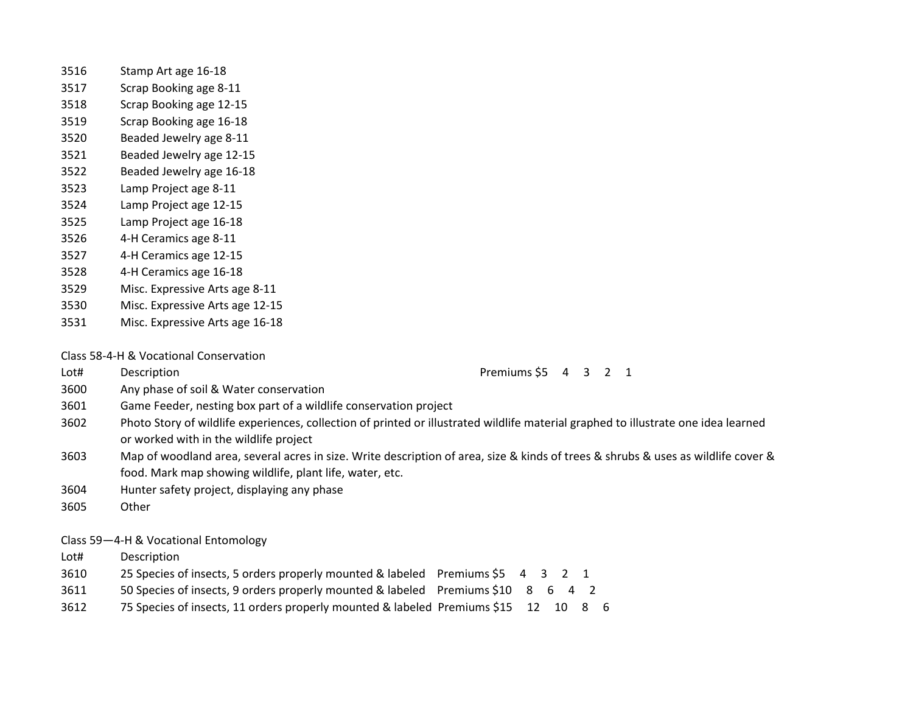| Lot# | Description |
|---|---|
| 3516 | Stamp Art age 16-18 |
| 3517 | Scrap Booking age 8-11 |
| 3518 | Scrap Booking age 12-15 |
| 3519 | Scrap Booking age 16-18 |
| 3520 | Beaded Jewelry age 8-11 |
| 3521 | Beaded Jewelry age 12-15 |
| 3522 | Beaded Jewelry age 16-18 |
| 3523 | Lamp Project age 8-11 |
| 3524 | Lamp Project age 12-15 |
| 3525 | Lamp Project age 16-18 |
| 3526 | 4-H Ceramics age 8-11 |
| 3527 | 4-H Ceramics age 12-15 |
| 3528 | 4-H Ceramics age 16-18 |
| 3529 | Misc. Expressive Arts age 8-11 |
| 3530 | Misc. Expressive Arts age 12-15 |
| 3531 | Misc. Expressive Arts age 16-18 |

Class 58-4-H & Vocational Conservation

| Lot# | Description |
|---|---|
| | Premiums $5 4 3 2 1 |
| 3600 | Any phase of soil & Water conservation |
| 3601 | Game Feeder, nesting box part of a wildlife conservation project |
| 3602 | Photo Story of wildlife experiences, collection of printed or illustrated wildlife material graphed to illustrate one idea learned or worked with in the wildlife project |
| 3603 | Map of woodland area, several acres in size. Write description of area, size & kinds of trees & shrubs & uses as wildlife cover & food. Mark map showing wildlife, plant life, water, etc. |
| 3604 | Hunter safety project, displaying any phase |
| 3605 | Other |

Class 59—4-H & Vocational Entomology

| Lot# | Description | Premiums |
|---|---|---|
| 3610 | 25 Species of insects, 5 orders properly mounted & labeled | Premiums $5 4 3 2 1 |
| 3611 | 50 Species of insects, 9 orders properly mounted & labeled | Premiums $10 8 6 4 2 |
| 3612 | 75 Species of insects, 11 orders properly mounted & labeled | Premiums $15 12 10 8 6 |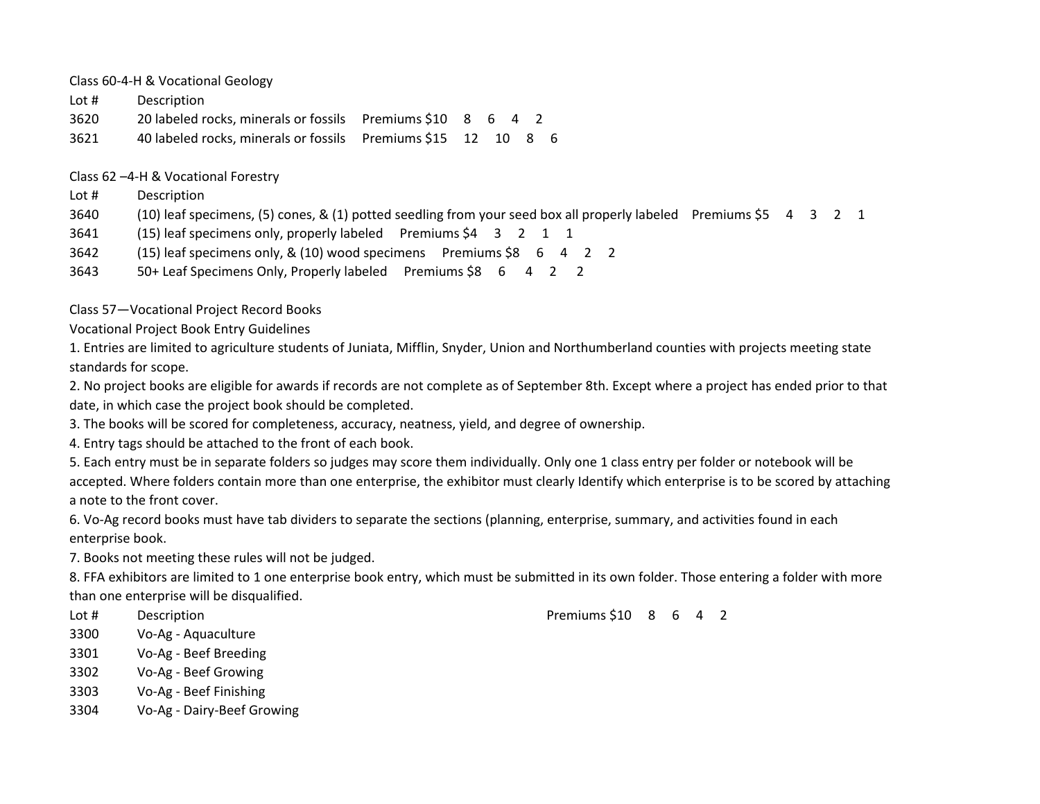Class 60-4-H & Vocational Geology

| Lot # | Description |
| --- | --- |
| 3620 | 20 labeled rocks, minerals or fossils  Premiums $10  8  6  4  2 |
| 3621 | 40 labeled rocks, minerals or fossils  Premiums $15  12  10  8  6 |

Class 62 –4-H & Vocational Forestry

| Lot # | Description |
| --- | --- |
| 3640 | (10) leaf specimens, (5) cones, & (1) potted seedling from your seed box all properly labeled  Premiums $5  4  3  2  1 |
| 3641 | (15) leaf specimens only, properly labeled  Premiums $4  3  2  1  1 |
| 3642 | (15) leaf specimens only, & (10) wood specimens  Premiums $8  6  4  2  2 |
| 3643 | 50+ Leaf Specimens Only, Properly labeled  Premiums $8  6  4  2  2 |

Class 57—Vocational Project Record Books

Vocational Project Book Entry Guidelines

1. Entries are limited to agriculture students of Juniata, Mifflin, Snyder, Union and Northumberland counties with projects meeting state standards for scope.
2. No project books are eligible for awards if records are not complete as of September 8th. Except where a project has ended prior to that date, in which case the project book should be completed.
3. The books will be scored for completeness, accuracy, neatness, yield, and degree of ownership.
4. Entry tags should be attached to the front of each book.
5. Each entry must be in separate folders so judges may score them individually. Only one 1 class entry per folder or notebook will be accepted. Where folders contain more than one enterprise, the exhibitor must clearly Identify which enterprise is to be scored by attaching a note to the front cover.
6. Vo-Ag record books must have tab dividers to separate the sections (planning, enterprise, summary, and activities found in each enterprise book.
7. Books not meeting these rules will not be judged.
8. FFA exhibitors are limited to 1 one enterprise book entry, which must be submitted in its own folder. Those entering a folder with more than one enterprise will be disqualified.

| Lot # | Description | Premiums $10  8  6  4  2 |
| --- | --- | --- |
| 3300 | Vo-Ag - Aquaculture | |
| 3301 | Vo-Ag - Beef Breeding | |
| 3302 | Vo-Ag - Beef Growing | |
| 3303 | Vo-Ag - Beef Finishing | |
| 3304 | Vo-Ag - Dairy-Beef Growing | |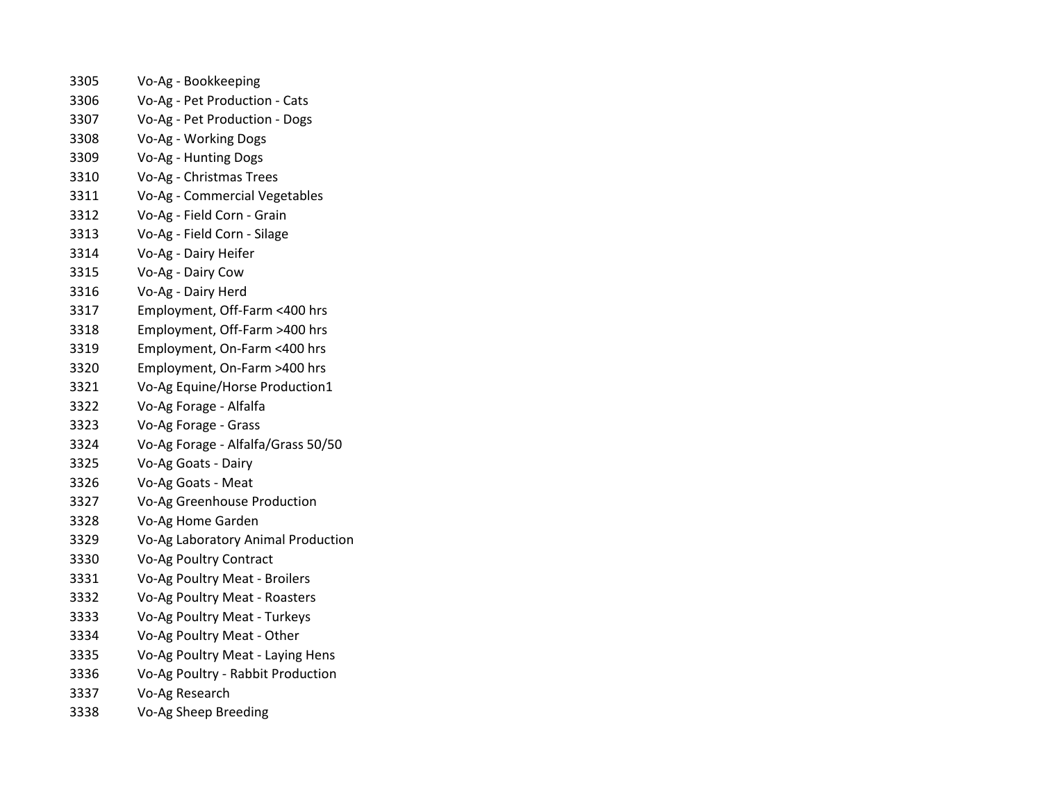| | |
|---|---|
| 3305 | Vo-Ag - Bookkeeping |
| 3306 | Vo-Ag - Pet Production - Cats |
| 3307 | Vo-Ag - Pet Production - Dogs |
| 3308 | Vo-Ag - Working Dogs |
| 3309 | Vo-Ag - Hunting Dogs |
| 3310 | Vo-Ag - Christmas Trees |
| 3311 | Vo-Ag - Commercial Vegetables |
| 3312 | Vo-Ag - Field Corn - Grain |
| 3313 | Vo-Ag - Field Corn - Silage |
| 3314 | Vo-Ag - Dairy Heifer |
| 3315 | Vo-Ag - Dairy Cow |
| 3316 | Vo-Ag - Dairy Herd |
| 3317 | Employment, Off-Farm <400 hrs |
| 3318 | Employment, Off-Farm >400 hrs |
| 3319 | Employment, On-Farm <400 hrs |
| 3320 | Employment, On-Farm >400 hrs |
| 3321 | Vo-Ag Equine/Horse Production1 |
| 3322 | Vo-Ag Forage - Alfalfa |
| 3323 | Vo-Ag Forage - Grass |
| 3324 | Vo-Ag Forage - Alfalfa/Grass 50/50 |
| 3325 | Vo-Ag Goats - Dairy |
| 3326 | Vo-Ag Goats - Meat |
| 3327 | Vo-Ag Greenhouse Production |
| 3328 | Vo-Ag Home Garden |
| 3329 | Vo-Ag Laboratory Animal Production |
| 3330 | Vo-Ag Poultry Contract |
| 3331 | Vo-Ag Poultry Meat - Broilers |
| 3332 | Vo-Ag Poultry Meat - Roasters |
| 3333 | Vo-Ag Poultry Meat - Turkeys |
| 3334 | Vo-Ag Poultry Meat - Other |
| 3335 | Vo-Ag Poultry Meat - Laying Hens |
| 3336 | Vo-Ag Poultry - Rabbit Production |
| 3337 | Vo-Ag Research |
| 3338 | Vo-Ag Sheep Breeding |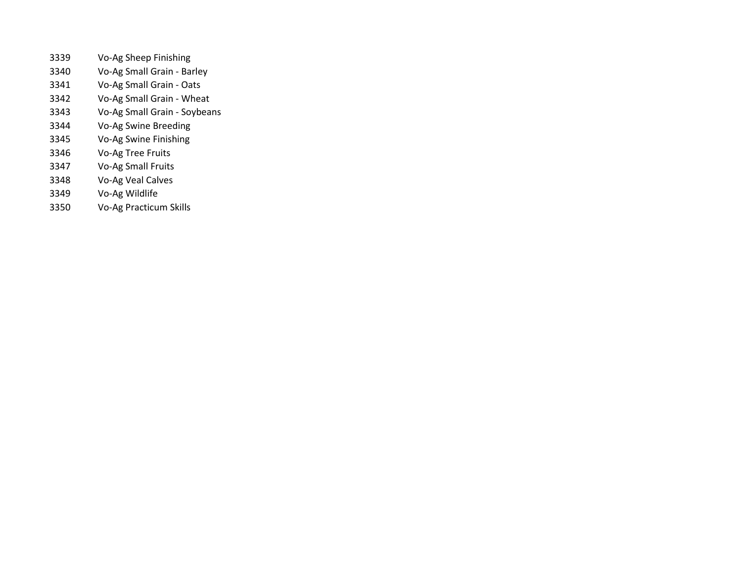| | |
|---|---|
| 3339 | Vo-Ag Sheep Finishing |
| 3340 | Vo-Ag Small Grain - Barley |
| 3341 | Vo-Ag Small Grain - Oats |
| 3342 | Vo-Ag Small Grain - Wheat |
| 3343 | Vo-Ag Small Grain - Soybeans |
| 3344 | Vo-Ag Swine Breeding |
| 3345 | Vo-Ag Swine Finishing |
| 3346 | Vo-Ag Tree Fruits |
| 3347 | Vo-Ag Small Fruits |
| 3348 | Vo-Ag Veal Calves |
| 3349 | Vo-Ag Wildlife |
| 3350 | Vo-Ag Practicum Skills |